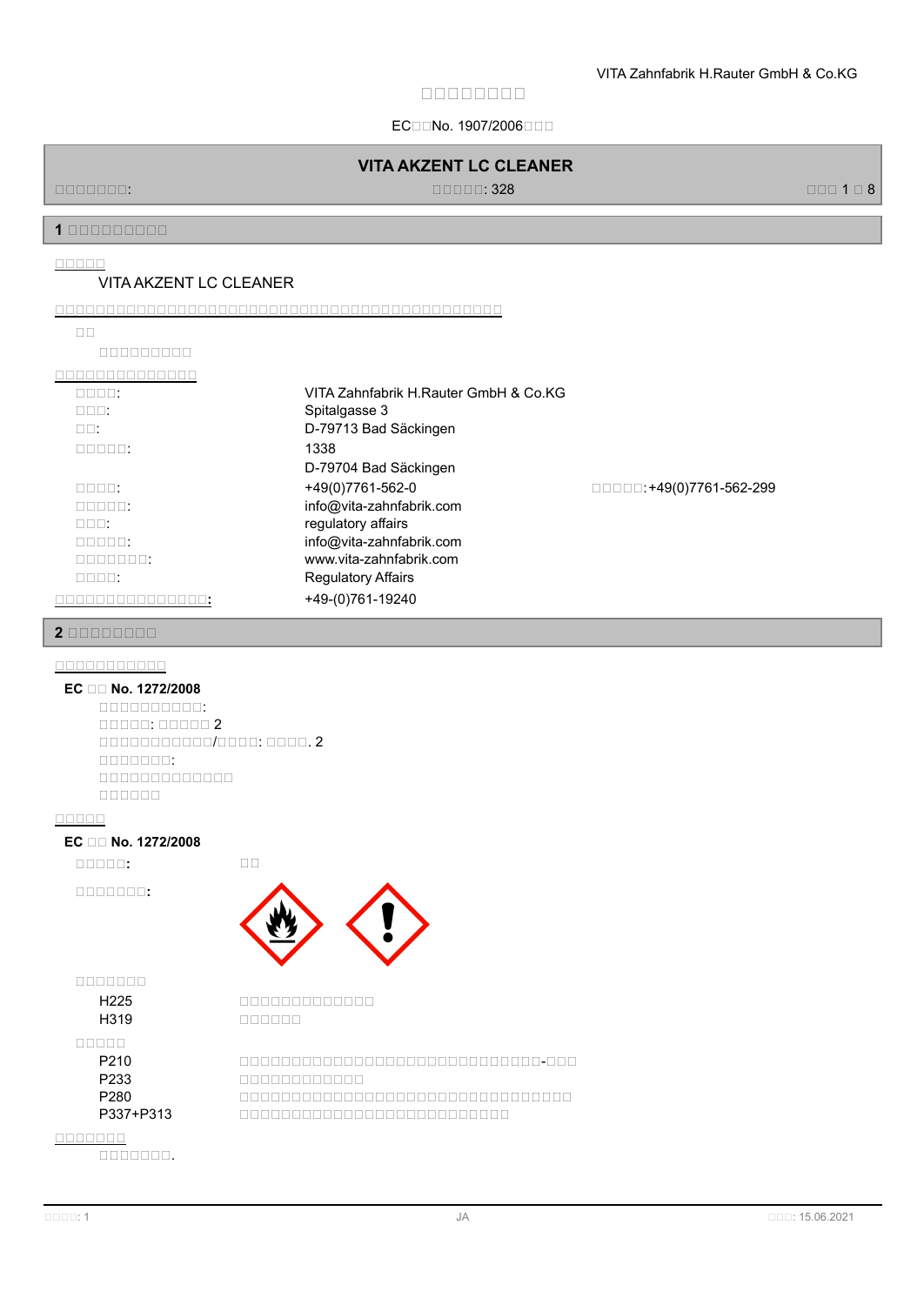# □□□□□□□□□

EC□□No. 1907/2006□□□

## VITA AKZENT LC CLEANER

□□□□□□□: □□□□□: 328

## 1 □□□□□□□□□□

□□□□□

VITA AKZENT LC CLEANER

□□□□□□□□□□□□□□□□□□□□□□□□□□□□□□□□□□□□□□□

□□

□□□□□□□□□

□□□□□□□□□□□□□□

| | |
|---|---|
| □□□□: | VITA Zahnfabrik H.Rauter GmbH & Co.KG |
| □□□: | Spitalgasse 3 |
| □□: | D-79713 Bad Säckingen |
| □□□□□: | 1338<br>D-79704 Bad Säckingen |
| □□□□: | +49(0)7761-562-0 □□□□□: +49(0)7761-562-299 |
| □□□□□: | info@vita-zahnfabrik.com |
| □□□: | regulatory affairs |
| □□□□□: | info@vita-zahnfabrik.com |
| □□□□□□□: | www.vita-zahnfabrik.com |
| □□□□: | Regulatory Affairs |
| □□□□□□□□□□□□□□□: | +49-(0)761-19240 |

## 2 □□□□□□□□□

□□□□□□□□□□□□

**EC □□ No. 1272/2008**

□□□□□□□□□□:
□□□□□: □□□□□ 2
□□□□□□□□□□□/□□□□: □□□□. 2
□□□□□□□:
□□□□□□□□□□□□□
□□□□□□

□□□□□

**EC □□ No. 1272/2008**

**□□□□□:** □□

**□□□□□□□:**

□□□□□□□

| | |
|---|---|
| H225 | □□□□□□□□□□□□□ |
| H319 | □□□□□□ |

□□□□□

| | |
|---|---|
| P210 | □□□□□□□□□□□□□□□□□□□□□□□□□□□□□□□-□□□ |
| P233 | □□□□□□□□□□□□□ |
| P280 | □□□□□□□□□□□□□□□□□□□□□□□□□□□□□□□□□□□ |
| P337+P313 | □□□□□□□□□□□□□□□□□□□□□□□□□□□□□ |

□□□□□□□

□□□□□□□.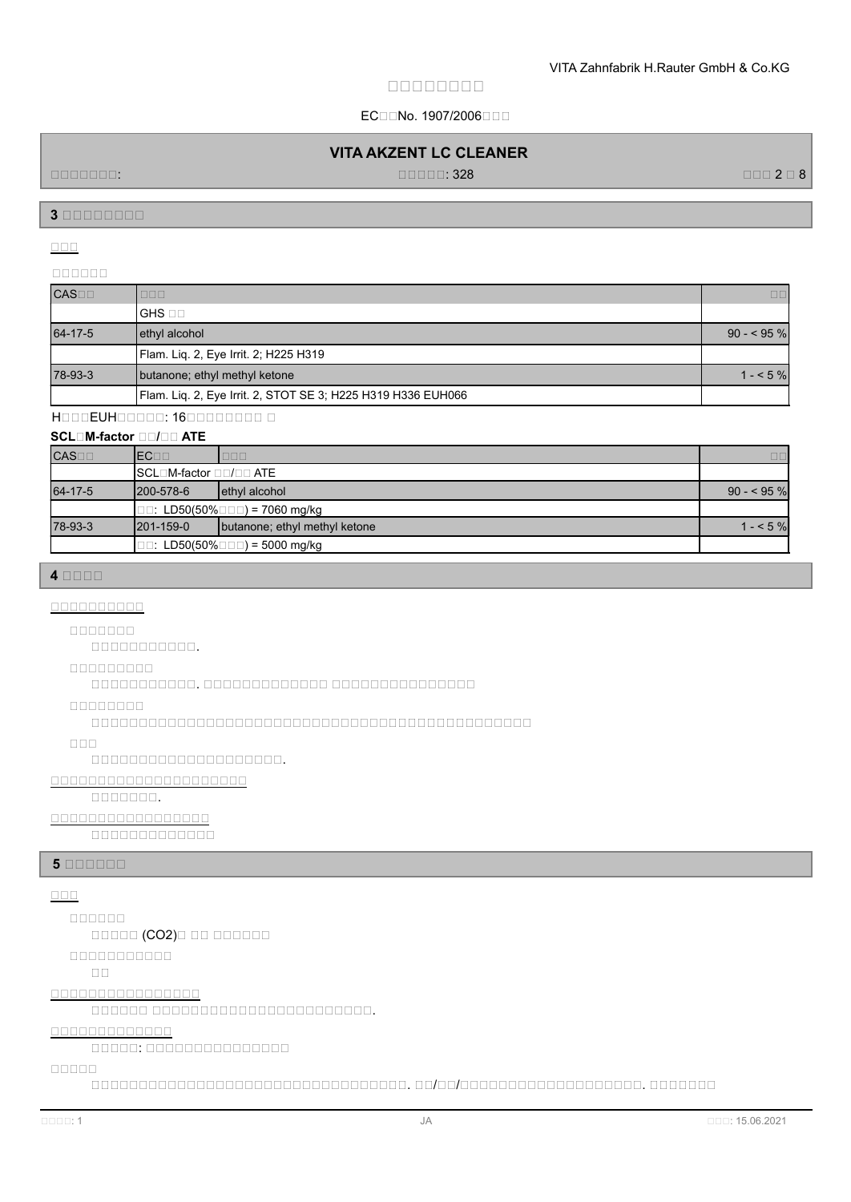## 3 □□□□□□□□□

### □□□

□□□□□□

| CAS□□ | □□□ | □□ |
|---|---|---|
| | GHS □□ | |
| 64-17-5 | ethyl alcohol | 90 - < 95 % |
| | Flam. Liq. 2, Eye Irrit. 2; H225 H319 | |
| 78-93-3 | butanone; ethyl methyl ketone | 1 - < 5 % |
| | Flam. Liq. 2, Eye Irrit. 2, STOT SE 3; H225 H319 H336 EUH066 | |

H□□□EUH□□□□□: 16□□□□□□□□□ □

**SCL□M-factor □□/□□ ATE**

| CAS□□ | EC□□ | □□□ | □□ |
|---|---|---|---|
| | SCL□M-factor □□/□□ ATE | | |
| 64-17-5 | 200-578-6 | ethyl alcohol | 90 - < 95 % |
| | □□: LD50(50%□□□) = 7060 mg/kg | | |
| 78-93-3 | 201-159-0 | butanone; ethyl methyl ketone | 1 - < 5 % |
| | □□: LD50(50%□□□) = 5000 mg/kg | | |

## 4 □□□□□

### □□□□□□□□□□□

□□□□□□□

□□□□□□□□□□□□.

□□□□□□□□□

□□□□□□□□□□□□. □□□□□□□□□□□□□□ □□□□□□□□□□□□□□□□

□□□□□□□□

□□□□□□□□□□□□□□□□□□□□□□□□□□□□□□□□□□□□□□□□□□□□□

□□□

□□□□□□□□□□□□□□□□□□□□□□□.

### □□□□□□□□□□□□□□□□□□□□□□□□

□□□□□□□□.

### □□□□□□□□□□□□□□□□□□□

□□□□□□□□□□□□□□□

## 5 □□□□□□□

### □□□

□□□□□□□

□□□□□□ ($CO_2$)□ □□ □□□□□□□

□□□□□□□□□□□□

□□

### □□□□□□□□□□□□□□□□□□□□

□□□□□□□ □□□□□□□□□□□□□□□□□□□□□□□□□□□□.

### □□□□□□□□□□□□□□□

□□□□□□: □□□□□□□□□□□□□□□□□

□□□□□□

□□□□□□□□□□□□□□□□□□□□□□□□□□□□□□□□□□□□□□□□□. □□/□□/□□□□□□□□□□□□□□□□□□□□□□□□□. □□□□□□□□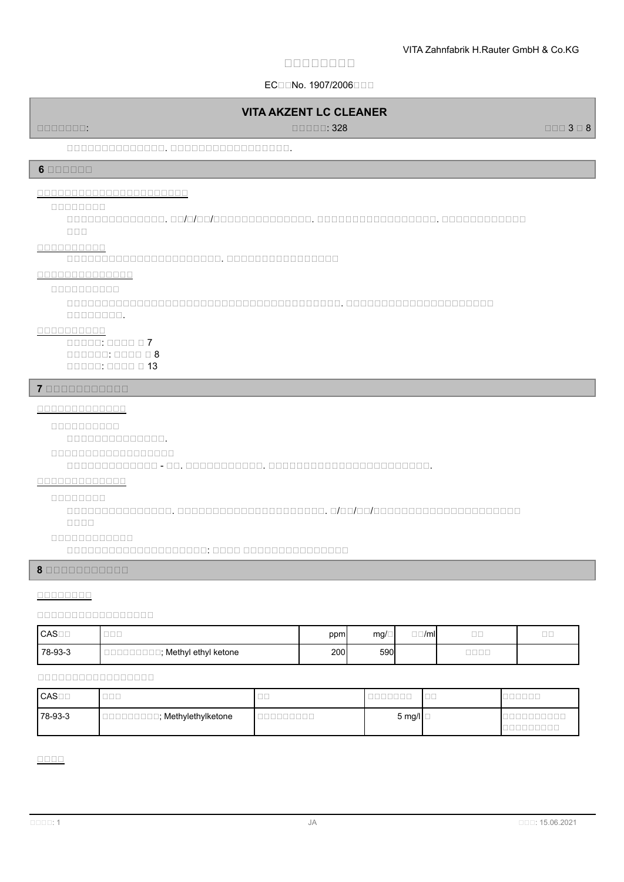□□□□□□□□□□□□□□□. □□□□□□□□□□□□□□□□□□□.

## 6 □□□□□□

□□□□□□□□□□□□□□□□□□□□□□□□□□□

□□□□□□□□

□□□□□□□□□□□□□□□. □□/□/□□/□□□□□□□□□□□□□□□□. □□□□□□□□□□□□□□□□□□□. □□□□□□□□□□□□□□□□□

□□□□□□□□□□

□□□□□□□□□□□□□□□□□□□□□□□□. □□□□□□□□□□□□□□□□□

□□□□□□□□□□□□□□

□□□□□□□□□□

□□□□□□□□□□□□□□□□□□□□□□□□□□□□□□□□□□□□□□□□□□□□□□□□□□□. □□□□□□□□□□□□□□□□□□□□□□□□□□□□□□□□□□.

□□□□□□□□□□

□□□□□: □□□□ □ 7
□□□□□□: □□□□ □ 8
□□□□□: □□□□ □ 13

## 7 □□□□□□□□□□□

□□□□□□□□□□□□□

□□□□□□□□□□

□□□□□□□□□□□□□□□.

□□□□□□□□□□□□□□□□□□

□□□□□□□□□□□□□□ - □□. □□□□□□□□□□□□. □□□□□□□□□□□□□□□□□□□□□□□□□□□□.

□□□□□□□□□□□□□

□□□□□□□□

□□□□□□□□□□□□□□□□□. □□□□□□□□□□□□□□□□□□□□□□□□□. □/□□/□□/□□□□□□□□□□□□□□□□□□□□□□□□□□□□□□□□□□

□□□□□□□□□□□□

□□□□□□□□□□□□□□□□□□□□: □□□□□ □□□□□□□□□□□□□□□□

## 8 □□□□□□□□□□□

□□□□□□□□

□□□□□□□□□□□□□□□□

| CAS□□ | □□□ | ppm | mg/□ | □□/ml | □□ | □□ |
|---|---|---|---|---|---|---|
| 78-93-3 | □□□□□□□□□; Methyl ethyl ketone | 200 | 590 | | □□□□ | |

□□□□□□□□□□□□□□□□□

| CAS□□ | □□□ | □□ | □□□□□□□ | □□ | □□□□□□ |
|---|---|---|---|---|---|
| 78-93-3 | □□□□□□□□□; Methylethylketone | □□□□□□□□□ | 5 mg/l | □ | □□□□□□□□□□□□□□□□□□□ |

□□□□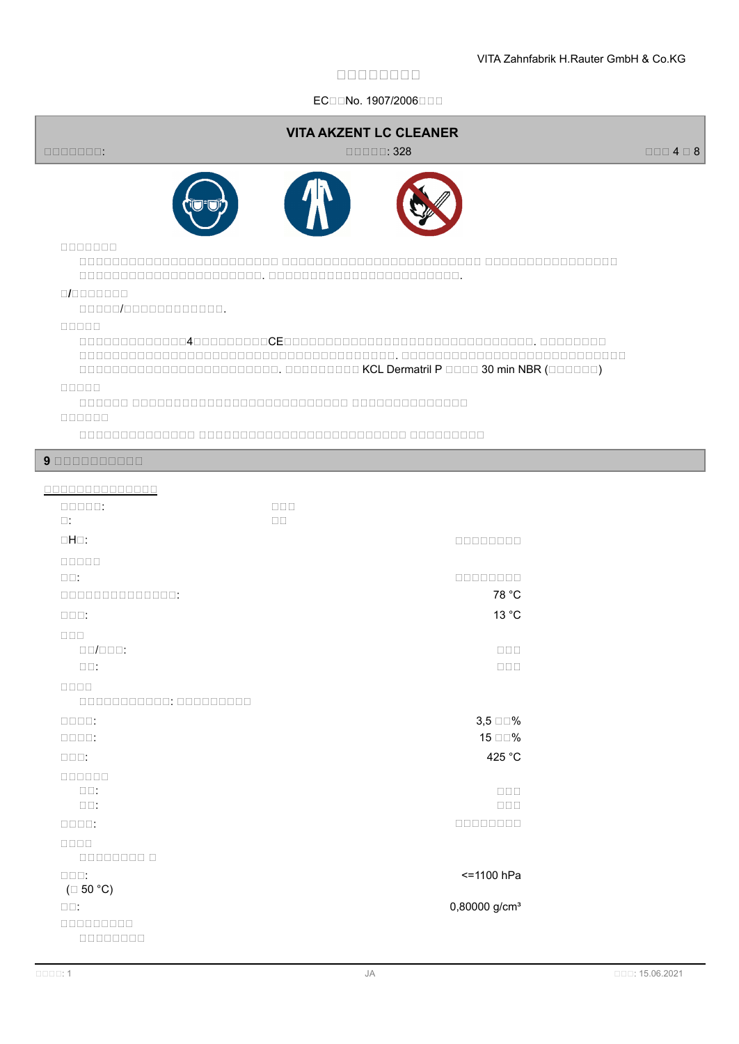□□□□□□□□

□□□□□□□□□□□□□□□□□□□□□□□□□□□ □□□□□□□□□□□□□□□□□□□□□□□□□□□ □□□□□□□□□□□□□□□□□□ □□□□□□□□□□□□□□□□□□□□□□□□. □□□□□□□□□□□□□□□□□□□□□□□□□□□.

□/□□□□□□□

□□□□□□/□□□□□□□□□□□□□□.

□□□□□

□□□□□□□□□□□□□□4□□□□□□□□□□CE□□□□□□□□□□□□□□□□□□□□□□□□□□□□□□□□□□□. □□□□□□□□□ □□□□□□□□□□□□□□□□□□□□□□□□□□□□□□□□□□□□□□□□□□□□. □□□□□□□□□□□□□□□□□□□□□□□□□□□□□□□□□ □□□□□□□□□□□□□□□□□□□□□□□□□□□□□. □□□□□□□□□□ KCL Dermatril P □□□□ 30 min NBR (□□□□□□□)

□□□□□

□□□□□□□ □□□□□□□□□□□□□□□□□□□□□□□□□□□□□□□ □□□□□□□□□□□□□□□□□□

□□□□□□

□□□□□□□□□□□□□□□□ □□□□□□□□□□□□□□□□□□□□□□□□□□□□□□□ □□□□□□□□□□□

## 9 □□□□□□□□□□□

**□□□□□□□□□□□□□□□□□**

| | |
|---|---|
| □□□□□: | □□□ |
| □: | □□ |
| □H□: | □□□□□□□□ |
| □□□□□ | |
| □□: | □□□□□□□□ |
| □□□□□□□□□□□□□□□□: | 78 °C |
| □□□: | 13 °C |
| □□□ | |
| □□/□□□: | □□□ |
| □□: | □□□ |
| □□□□ | |
| □□□□□□□□□□□□: □□□□□□□□□□ | |
| □□□□: | 3,5 □□% |
| □□□□: | 15 □□% |
| □□□: | 425 °C |
| □□□□□□ | |
| □□: | □□□ |
| □□: | □□□ |
| □□□□: | □□□□□□□□ |
| □□□□ | |
| □□□□□□□□ □ | |
| □□□: (□ 50 °C) | <=1100 hPa |
| □□: | 0,80000 g/cm³ |
| □□□□□□□□□ | |
| □□□□□□□□ | |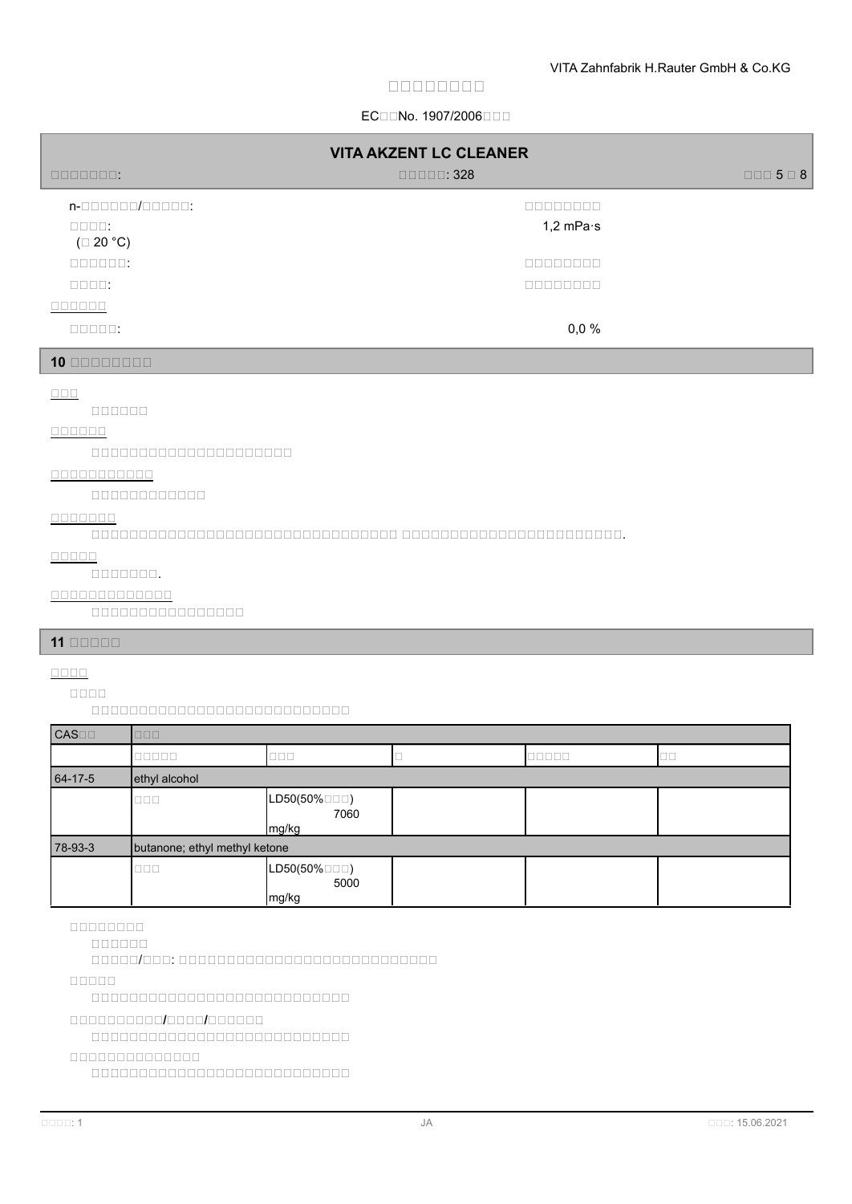| | |
|---|---|
| n-□□□□□□/□□□□□: | □□□□□□□□ |
| □□□□:<br>(□ 20 °C) | 1,2 mPa·s |
| □□□□□□: | □□□□□□□□ |
| □□□□: | □□□□□□□□ |

□□□□□□

| | |
|---|---|
| □□□□□: | 0,0 % |

## 10 □□□□□□□□

□□□

□□□□□□

□□□□□□

□□□□□□□□□□□□□□□□□□□□□

□□□□□□□□□□□

□□□□□□□□□□□□

□□□□□□□

□□□□□□□□□□□□□□□□□□□□□□□□□□□□□□□□□□□ □□□□□□□□□□□□□□□□□□□□□□□□□□□.

□□□□□

□□□□□□□□.

□□□□□□□□□□□□□

□□□□□□□□□□□□□□□□□

## 11 □□□□□

□□□□

□□□□

□□□□□□□□□□□□□□□□□□□□□□□□□□□□□□

| CAS□□ | □□□ | | | | |
|---|---|---|---|---|---|
| | □□□□□ | □□□ | □ | □□□□□ | □□ |
| 64-17-5 | ethyl alcohol | | | | |
| | □□□ | LD50(50%□□□) 7060 mg/kg | | | |
| 78-93-3 | butanone; ethyl methyl ketone | | | | |
| | □□□ | LD50(50%□□□) 5000 mg/kg | | | |

□□□□□□□□

□□□□□□

□□□□□/□□□: □□□□□□□□□□□□□□□□□□□□□□□□□□□□□□□

□□□□□

□□□□□□□□□□□□□□□□□□□□□□□□□□□□□□

□□□□□□□□□/□□□□/□□□□□□

□□□□□□□□□□□□□□□□□□□□□□□□□□□□□□

□□□□□□□□□□□□□□

□□□□□□□□□□□□□□□□□□□□□□□□□□□□□□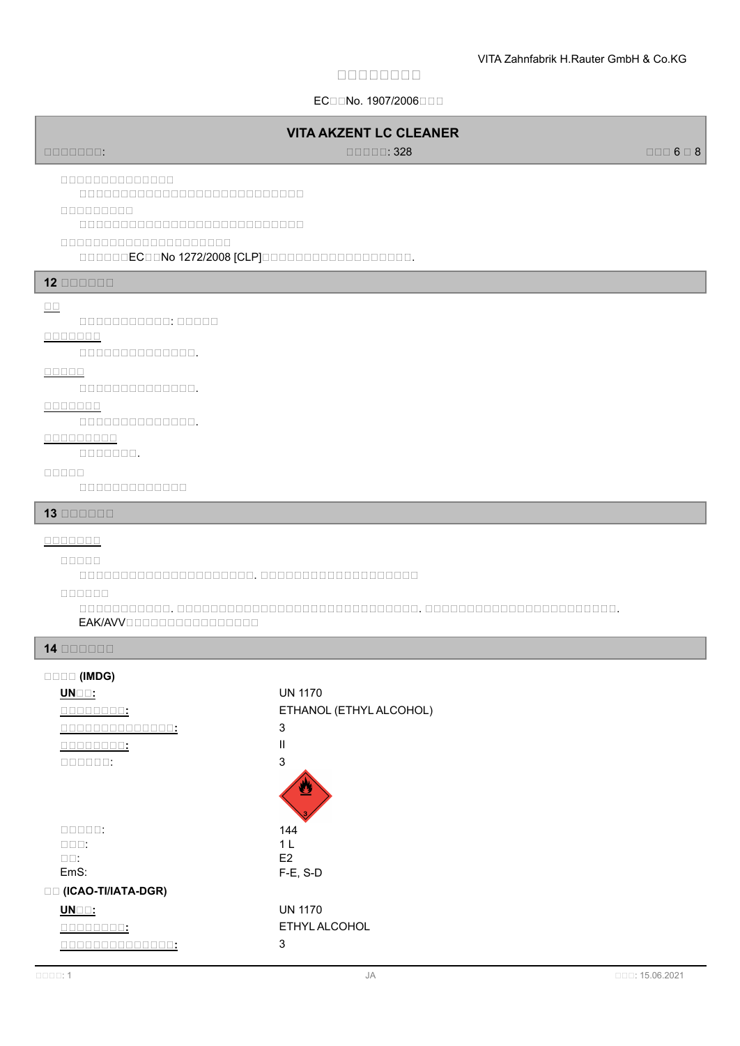□□□□□□□□□□□□□□

□□□□□□□□□□□□□□□□□□□□□□□□□□□

□□□□□□□□□

□□□□□□□□□□□□□□□□□□□□□□□□□□□

□□□□□□□□□□□□□□□□□□□□□

□□□□□□EC□□No 1272/2008 [CLP]□□□□□□□□□□□□□□□□□□□□.

## 12 □□□□□□

□□

□□□□□□□□□□□: □□□□□

□□□□□□□

□□□□□□□□□□□□□□□.

□□□□□

□□□□□□□□□□□□□□□.

□□□□□□□

□□□□□□□□□□□□□□□.

□□□□□□□□□

□□□□□□□.

□□□□□

□□□□□□□□□□□□□□

## 13 □□□□□□

□□□□□□□

□□□□□

□□□□□□□□□□□□□□□□□□□□□□□□. □□□□□□□□□□□□□□□□□□□□

□□□□□□

□□□□□□□□□□□□. □□□□□□□□□□□□□□□□□□□□□□□□□□□□□□□□□. □□□□□□□□□□□□□□□□□□□□□□□□□□□.
EAK/AVV□□□□□□□□□□□□□□□□□

## 14 □□□□□□

**□□□□ (IMDG)**

| | |
|---|---|
| **UN□□:** | UN 1170 |
| **□□□□□□□□□:** | ETHANOL (ETHYL ALCOHOL) |
| **□□□□□□□□□□□□□□□:** | 3 |
| **□□□□□□□□□:** | II |
| □□□□□□: | 3 |
| □□□□□: | 144 |
| □□□: | 1 L |
| □□: | E2 |
| EmS: | F-E, S-D |

**□□ (ICAO-TI/IATA-DGR)**

| | |
|---|---|
| **UN□□:** | UN 1170 |
| **□□□□□□□□□:** | ETHYL ALCOHOL |
| **□□□□□□□□□□□□□□□:** | 3 |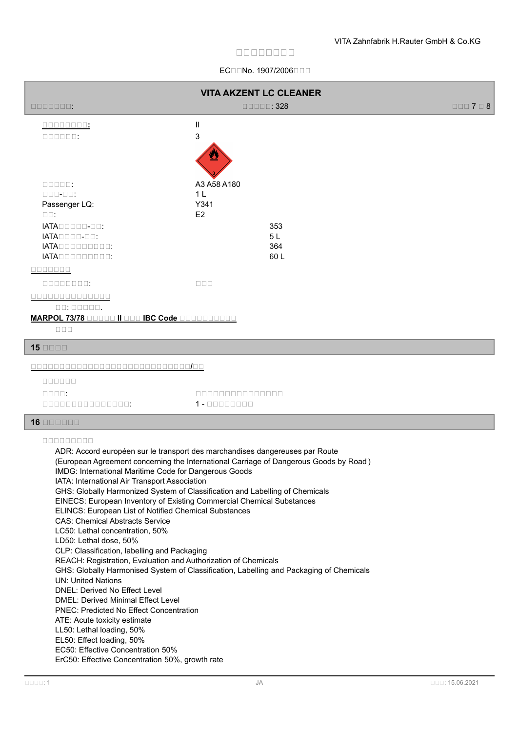# VITA AKZENT LC CLEANER

□□□□□□□: □□□□□: 328

□□□□□□□□: II

□□□□□□: 3

□□□□□: A3 A58 A180

□□□-□□: 1 L

Passenger LQ: Y341

□□: E2

IATA□□□□□-□□: 353

IATA□□□□-□□: 5 L

IATA□□□□□□□□□□: 364

IATA□□□□□□□□□□: 60 L

□□□□□□□

□□□□□□□□: □□□

□□□□□□□□□□□□□□

□□: □□□□□.

**MARPOL 73/78 □□□□□ II □□□ IBC Code □□□□□□□□□□**

□□□

## 15 □□□□

□□□□□□□□□□□□□□□□□□□□□□□□□□□□□□/□□

□□□□□□

□□□□: □□□□□□□□□□□□□□□

□□□□□□□□□□□□□□□: 1 - □□□□□□□□

## 16 □□□□□□

□□□□□□□□□

ADR: Accord européen sur le transport des marchandises dangereuses par Route
(European Agreement concerning the International Carriage of Dangerous Goods by Road )
IMDG: International Maritime Code for Dangerous Goods
IATA: International Air Transport Association
GHS: Globally Harmonized System of Classification and Labelling of Chemicals
EINECS: European Inventory of Existing Commercial Chemical Substances
ELINCS: European List of Notified Chemical Substances
CAS: Chemical Abstracts Service
LC50: Lethal concentration, 50%
LD50: Lethal dose, 50%
CLP: Classification, labelling and Packaging
REACH: Registration, Evaluation and Authorization of Chemicals
GHS: Globally Harmonised System of Classification, Labelling and Packaging of Chemicals
UN: United Nations
DNEL: Derived No Effect Level
DMEL: Derived Minimal Effect Level
PNEC: Predicted No Effect Concentration
ATE: Acute toxicity estimate
LL50: Lethal loading, 50%
EL50: Effect loading, 50%
EC50: Effective Concentration 50%
ErC50: Effective Concentration 50%, growth rate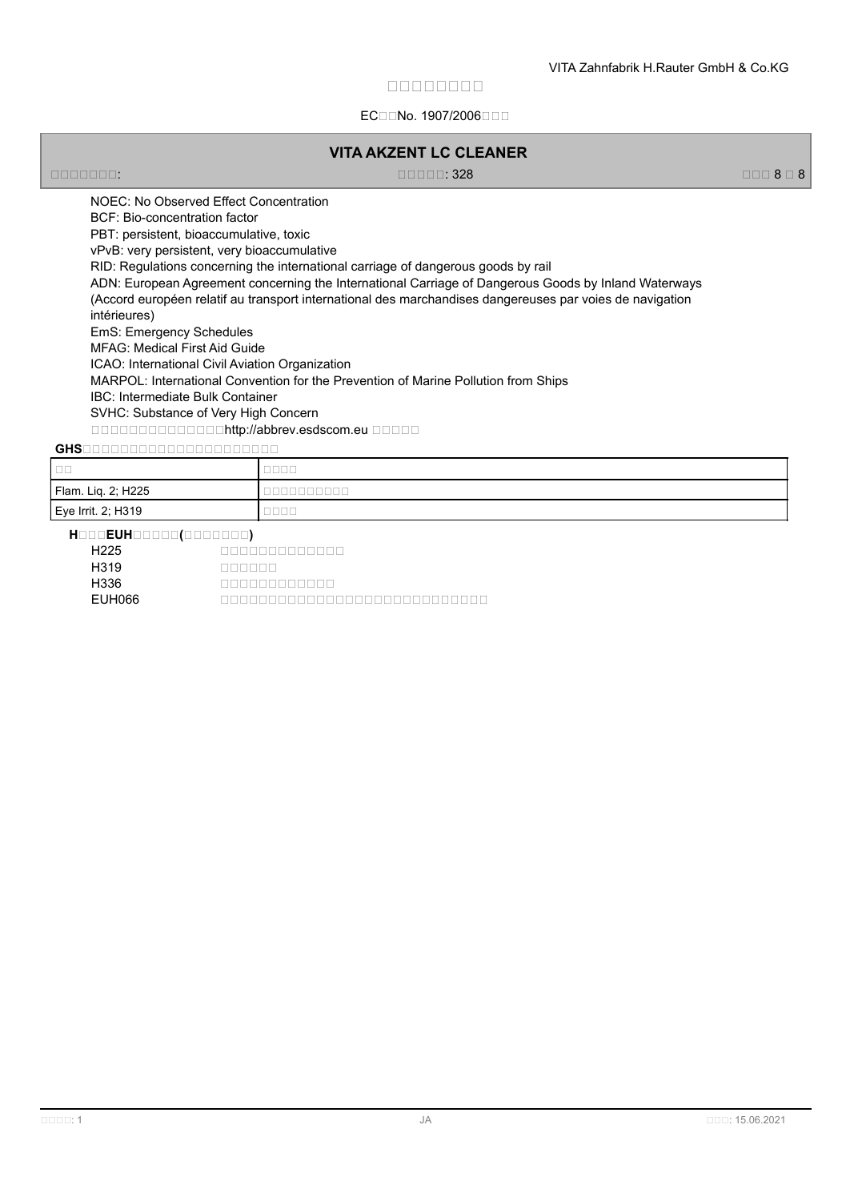NOEC: No Observed Effect Concentration
BCF: Bio-concentration factor
PBT: persistent, bioaccumulative, toxic
vPvB: very persistent, very bioaccumulative
RID: Regulations concerning the international carriage of dangerous goods by rail
ADN: European Agreement concerning the International Carriage of Dangerous Goods by Inland Waterways (Accord européen relatif au transport international des marchandises dangereuses par voies de navigation intérieures)
EmS: Emergency Schedules
MFAG: Medical First Aid Guide
ICAO: International Civil Aviation Organization
MARPOL: International Convention for the Prevention of Marine Pollution from Ships
IBC: Intermediate Bulk Container
SVHC: Substance of Very High Concern
□□□□□□□□□□□□□□http://abbrev.esdscom.eu □□□□□

**GHS□□□□□□□□□□□□□□□□□□□□□□□**

| □□ | □□□□ |
|---|---|
| Flam. Liq. 2; H225 | □□□□□□□□□□ |
| Eye Irrit. 2; H319 | □□□□ |

**H□□□EUH□□□□□(□□□□□□□)**

| | |
|---|---|
| H225 | □□□□□□□□□□□□□ |
| H319 | □□□□□□ |
| H336 | □□□□□□□□□□□□ |
| EUH066 | □□□□□□□□□□□□□□□□□□□□□□□□□□□□□□ |